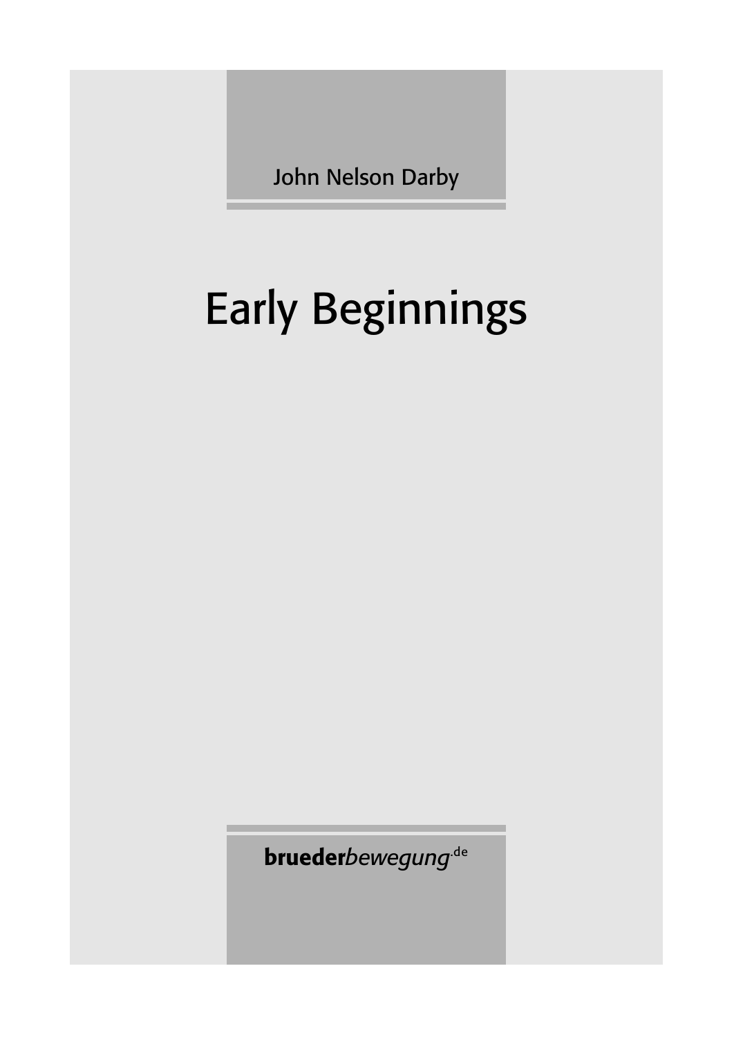John Nelson Darby

# Early Beginnings

**brueder***bewegung*.de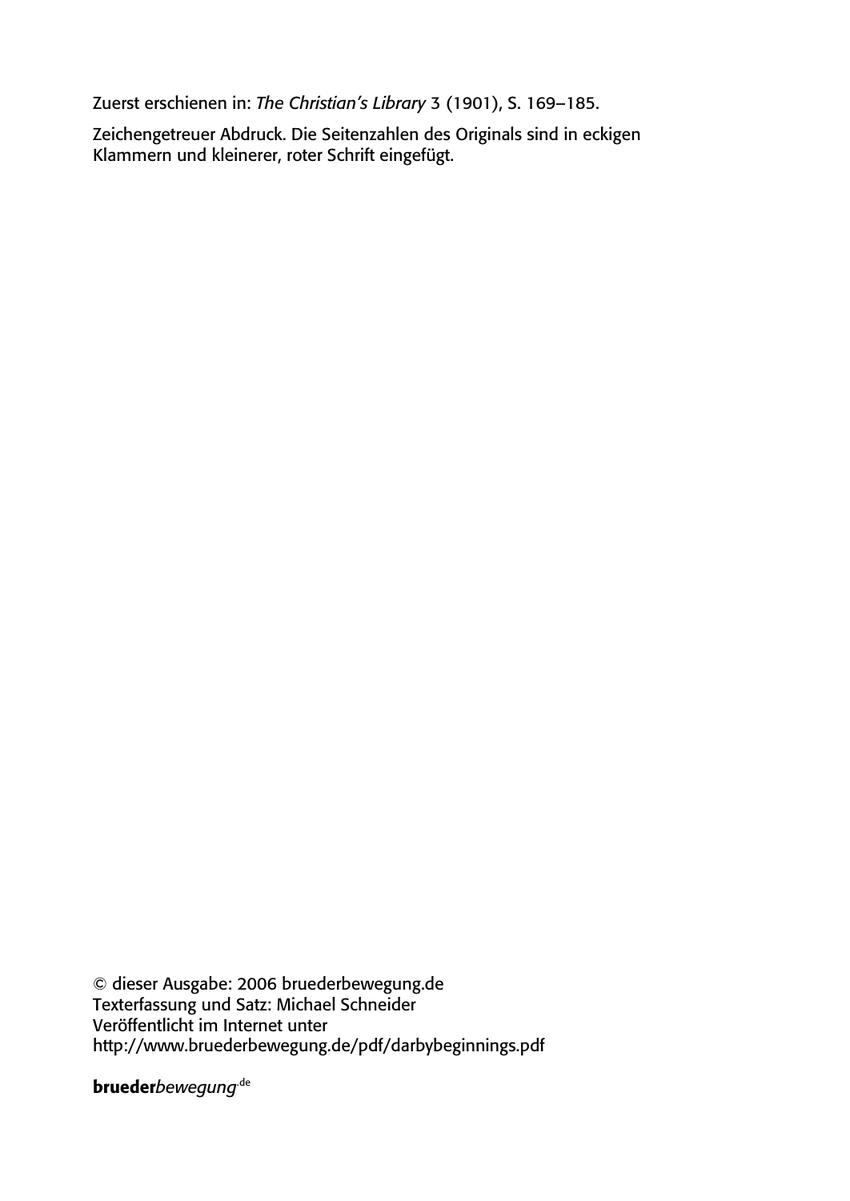Zuerst erschienen in: *The Christian's Library* 3 (1901), S. 169–185.

Zeichengetreuer Abdruck. Die Seitenzahlen des Originals sind in eckigen Klammern und kleinerer, roter Schrift eingefügt.

© dieser Ausgabe: 2006 bruederbewegung.de
Texterfassung und Satz: Michael Schneider
Veröffentlicht im Internet unter
http://www.bruederbewegung.de/pdf/darbybeginnings.pdf

**brueder***bewegung*.de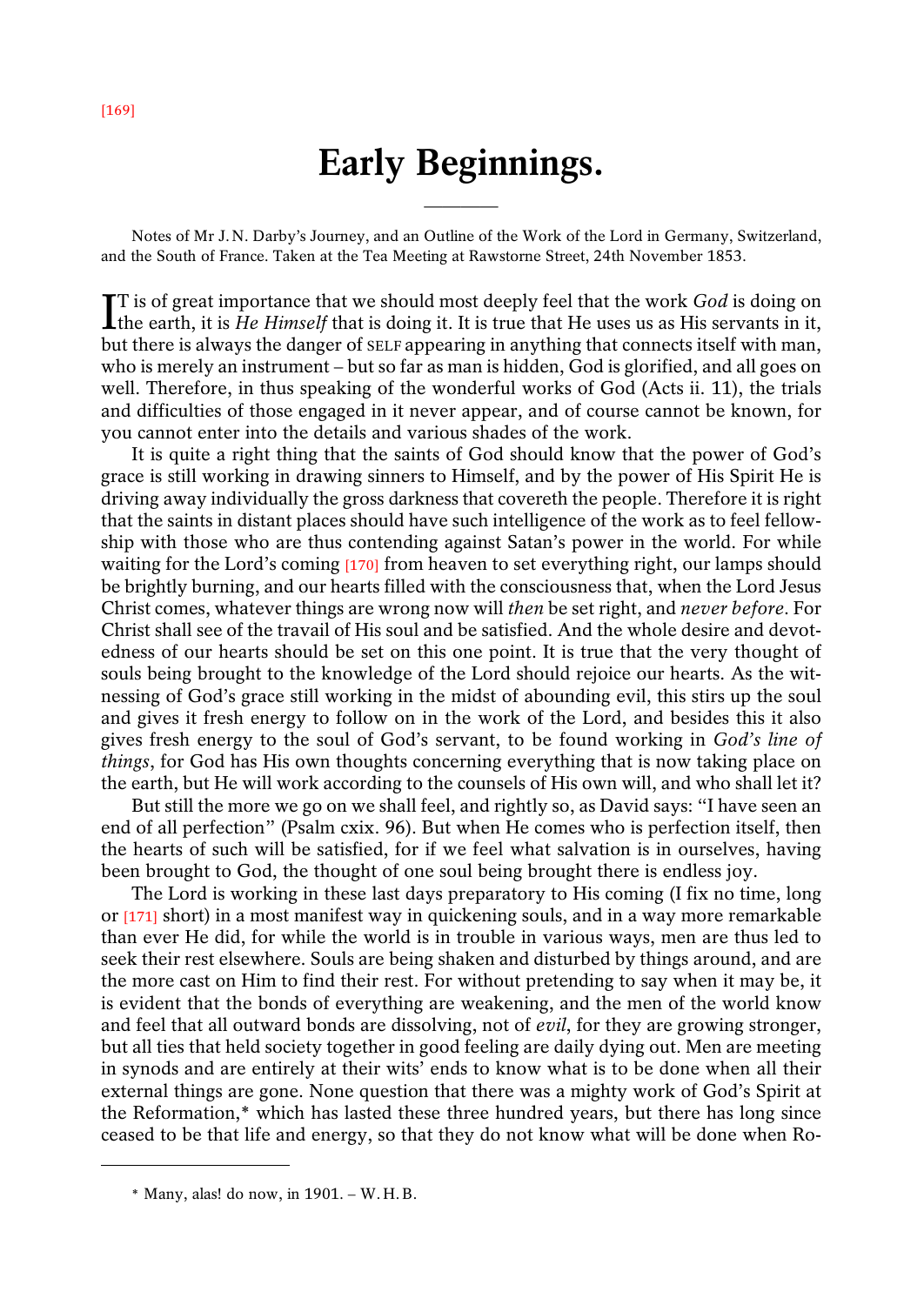# Early Beginnings.

Notes of Mr J. N. Darby's Journey, and an Outline of the Work of the Lord in Germany, Switzerland, and the South of France. Taken at the Tea Meeting at Rawstorne Street, 24th November 1853.

It is of great importance that we should most deeply feel that the work *God* is doing on the earth, it is *He Himself* that is doing it. It is true that He uses us as His servants in it, but there is always the danger of SELF appearing in anything that connects itself with man, who is merely an instrument – but so far as man is hidden, God is glorified, and all goes on well. Therefore, in thus speaking of the wonderful works of God (Acts ii. 11), the trials and difficulties of those engaged in it never appear, and of course cannot be known, for you cannot enter into the details and various shades of the work.

It is quite a right thing that the saints of God should know that the power of God's grace is still working in drawing sinners to Himself, and by the power of His Spirit He is driving away individually the gross darkness that covereth the people. Therefore it is right that the saints in distant places should have such intelligence of the work as to feel fellowship with those who are thus contending against Satan's power in the world. For while waiting for the Lord's coming [170] from heaven to set everything right, our lamps should be brightly burning, and our hearts filled with the consciousness that, when the Lord Jesus Christ comes, whatever things are wrong now will *then* be set right, and *never before*. For Christ shall see of the travail of His soul and be satisfied. And the whole desire and devotedness of our hearts should be set on this one point. It is true that the very thought of souls being brought to the knowledge of the Lord should rejoice our hearts. As the witnessing of God's grace still working in the midst of abounding evil, this stirs up the soul and gives it fresh energy to follow on in the work of the Lord, and besides this it also gives fresh energy to the soul of God's servant, to be found working in *God's line of things*, for God has His own thoughts concerning everything that is now taking place on the earth, but He will work according to the counsels of His own will, and who shall let it?

But still the more we go on we shall feel, and rightly so, as David says: "I have seen an end of all perfection" (Psalm cxix. 96). But when He comes who is perfection itself, then the hearts of such will be satisfied, for if we feel what salvation is in ourselves, having been brought to God, the thought of one soul being brought there is endless joy.

The Lord is working in these last days preparatory to His coming (I fix no time, long or [171] short) in a most manifest way in quickening souls, and in a way more remarkable than ever He did, for while the world is in trouble in various ways, men are thus led to seek their rest elsewhere. Souls are being shaken and disturbed by things around, and are the more cast on Him to find their rest. For without pretending to say when it may be, it is evident that the bonds of everything are weakening, and the men of the world know and feel that all outward bonds are dissolving, not of *evil*, for they are growing stronger, but all ties that held society together in good feeling are daily dying out. Men are meeting in synods and are entirely at their wits' ends to know what is to be done when all their external things are gone. None question that there was a mighty work of God's Spirit at the Reformation,* which has lasted these three hundred years, but there has long since ceased to be that life and energy, so that they do not know what will be done when Ro-

---

\* Many, alas! do now, in 1901. – W. H. B.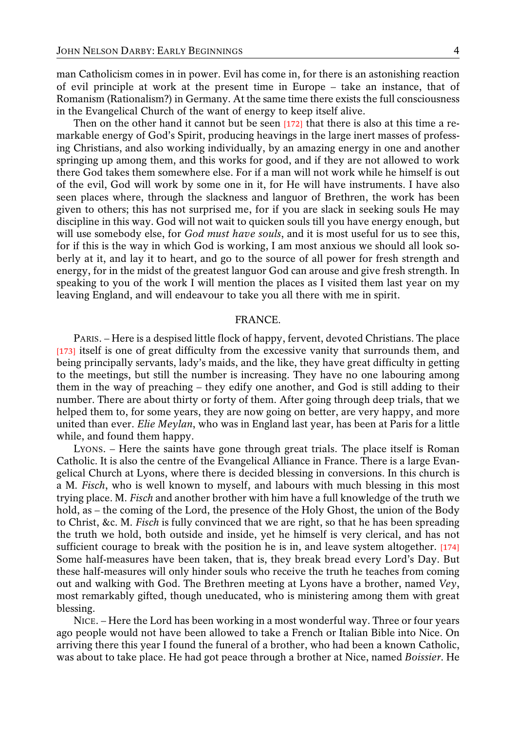man Catholicism comes in in power. Evil has come in, for there is an astonishing reaction of evil principle at work at the present time in Europe – take an instance, that of Romanism (Rationalism?) in Germany. At the same time there exists the full consciousness in the Evangelical Church of the want of energy to keep itself alive.

Then on the other hand it cannot but be seen [172] that there is also at this time a remarkable energy of God's Spirit, producing heavings in the large inert masses of professing Christians, and also working individually, by an amazing energy in one and another springing up among them, and this works for good, and if they are not allowed to work there God takes them somewhere else. For if a man will not work while he himself is out of the evil, God will work by some one in it, for He will have instruments. I have also seen places where, through the slackness and languor of Brethren, the work has been given to others; this has not surprised me, for if you are slack in seeking souls He may discipline in this way. God will not wait to quicken souls till you have energy enough, but will use somebody else, for *God must have souls*, and it is most useful for us to see this, for if this is the way in which God is working, I am most anxious we should all look soberly at it, and lay it to heart, and go to the source of all power for fresh strength and energy, for in the midst of the greatest languor God can arouse and give fresh strength. In speaking to you of the work I will mention the places as I visited them last year on my leaving England, and will endeavour to take you all there with me in spirit.

## FRANCE.

PARIS. – Here is a despised little flock of happy, fervent, devoted Christians. The place [173] itself is one of great difficulty from the excessive vanity that surrounds them, and being principally servants, lady's maids, and the like, they have great difficulty in getting to the meetings, but still the number is increasing. They have no one labouring among them in the way of preaching – they edify one another, and God is still adding to their number. There are about thirty or forty of them. After going through deep trials, that we helped them to, for some years, they are now going on better, are very happy, and more united than ever. *Elie Meylan*, who was in England last year, has been at Paris for a little while, and found them happy.

LYONS. – Here the saints have gone through great trials. The place itself is Roman Catholic. It is also the centre of the Evangelical Alliance in France. There is a large Evangelical Church at Lyons, where there is decided blessing in conversions. In this church is a M. *Fisch*, who is well known to myself, and labours with much blessing in this most trying place. M. *Fisch* and another brother with him have a full knowledge of the truth we hold, as – the coming of the Lord, the presence of the Holy Ghost, the union of the Body to Christ, &c. M. *Fisch* is fully convinced that we are right, so that he has been spreading the truth we hold, both outside and inside, yet he himself is very clerical, and has not sufficient courage to break with the position he is in, and leave system altogether. [174] Some half-measures have been taken, that is, they break bread every Lord's Day. But these half-measures will only hinder souls who receive the truth he teaches from coming out and walking with God. The Brethren meeting at Lyons have a brother, named *Vey*, most remarkably gifted, though uneducated, who is ministering among them with great blessing.

NICE. – Here the Lord has been working in a most wonderful way. Three or four years ago people would not have been allowed to take a French or Italian Bible into Nice. On arriving there this year I found the funeral of a brother, who had been a known Catholic, was about to take place. He had got peace through a brother at Nice, named *Boissier*. He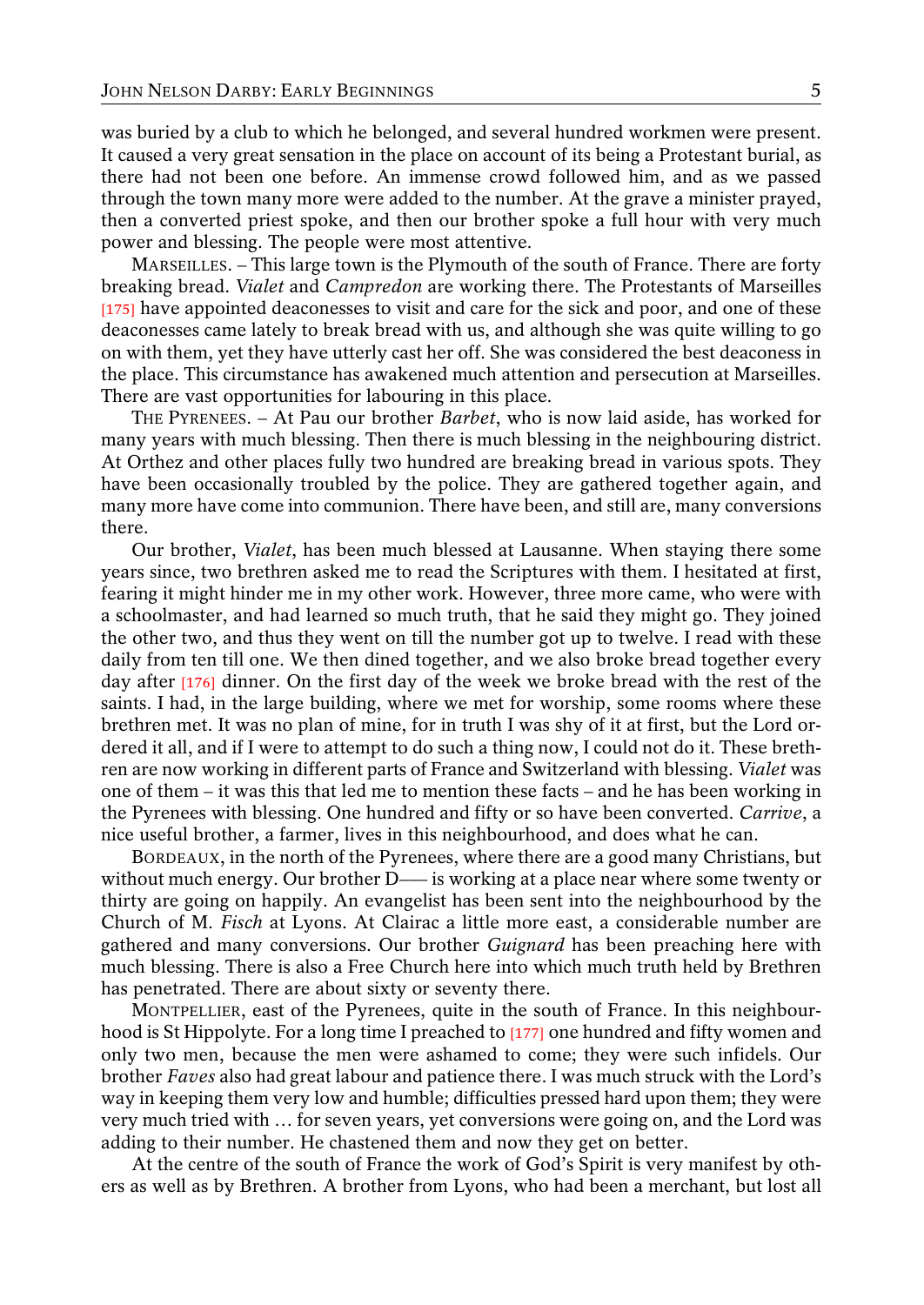was buried by a club to which he belonged, and several hundred workmen were present. It caused a very great sensation in the place on account of its being a Protestant burial, as there had not been one before. An immense crowd followed him, and as we passed through the town many more were added to the number. At the grave a minister prayed, then a converted priest spoke, and then our brother spoke a full hour with very much power and blessing. The people were most attentive.

MARSEILLES. – This large town is the Plymouth of the south of France. There are forty breaking bread. *Vialet* and *Campredon* are working there. The Protestants of Marseilles [175] have appointed deaconesses to visit and care for the sick and poor, and one of these deaconesses came lately to break bread with us, and although she was quite willing to go on with them, yet they have utterly cast her off. She was considered the best deaconess in the place. This circumstance has awakened much attention and persecution at Marseilles. There are vast opportunities for labouring in this place.

THE PYRENEES. – At Pau our brother *Barbet*, who is now laid aside, has worked for many years with much blessing. Then there is much blessing in the neighbouring district. At Orthez and other places fully two hundred are breaking bread in various spots. They have been occasionally troubled by the police. They are gathered together again, and many more have come into communion. There have been, and still are, many conversions there.

Our brother, *Vialet*, has been much blessed at Lausanne. When staying there some years since, two brethren asked me to read the Scriptures with them. I hesitated at first, fearing it might hinder me in my other work. However, three more came, who were with a schoolmaster, and had learned so much truth, that he said they might go. They joined the other two, and thus they went on till the number got up to twelve. I read with these daily from ten till one. We then dined together, and we also broke bread together every day after [176] dinner. On the first day of the week we broke bread with the rest of the saints. I had, in the large building, where we met for worship, some rooms where these brethren met. It was no plan of mine, for in truth I was shy of it at first, but the Lord ordered it all, and if I were to attempt to do such a thing now, I could not do it. These brethren are now working in different parts of France and Switzerland with blessing. *Vialet* was one of them – it was this that led me to mention these facts – and he has been working in the Pyrenees with blessing. One hundred and fifty or so have been converted. *Carrive*, a nice useful brother, a farmer, lives in this neighbourhood, and does what he can.

BORDEAUX, in the north of the Pyrenees, where there are a good many Christians, but without much energy. Our brother D—– is working at a place near where some twenty or thirty are going on happily. An evangelist has been sent into the neighbourhood by the Church of M. *Fisch* at Lyons. At Clairac a little more east, a considerable number are gathered and many conversions. Our brother *Guignard* has been preaching here with much blessing. There is also a Free Church here into which much truth held by Brethren has penetrated. There are about sixty or seventy there.

MONTPELLIER, east of the Pyrenees, quite in the south of France. In this neighbourhood is St Hippolyte. For a long time I preached to [177] one hundred and fifty women and only two men, because the men were ashamed to come; they were such infidels. Our brother *Faves* also had great labour and patience there. I was much struck with the Lord's way in keeping them very low and humble; difficulties pressed hard upon them; they were very much tried with … for seven years, yet conversions were going on, and the Lord was adding to their number. He chastened them and now they get on better.

At the centre of the south of France the work of God's Spirit is very manifest by others as well as by Brethren. A brother from Lyons, who had been a merchant, but lost all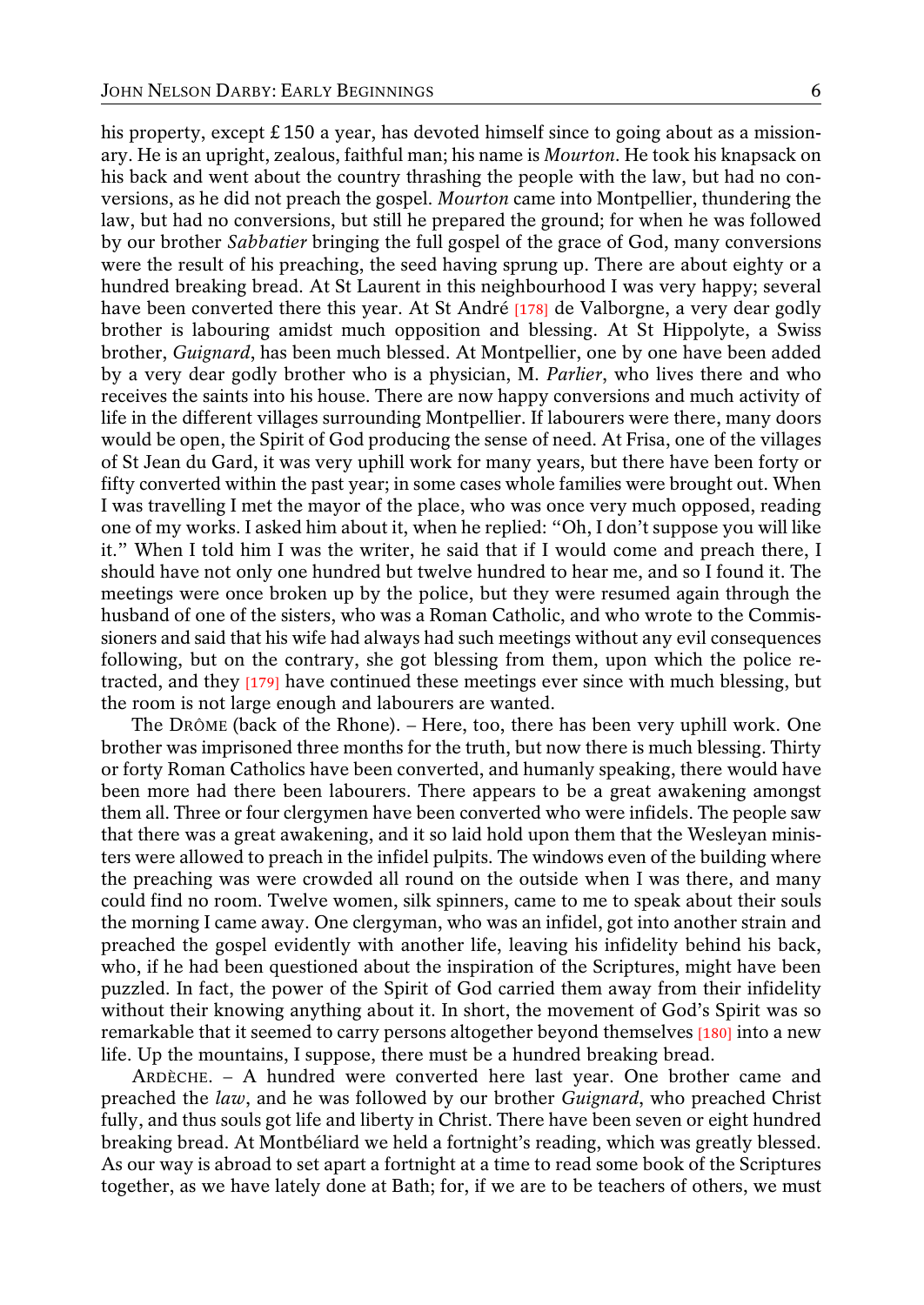his property, except £ 150 a year, has devoted himself since to going about as a missionary. He is an upright, zealous, faithful man; his name is *Mourton*. He took his knapsack on his back and went about the country thrashing the people with the law, but had no conversions, as he did not preach the gospel. *Mourton* came into Montpellier, thundering the law, but had no conversions, but still he prepared the ground; for when he was followed by our brother *Sabbatier* bringing the full gospel of the grace of God, many conversions were the result of his preaching, the seed having sprung up. There are about eighty or a hundred breaking bread. At St Laurent in this neighbourhood I was very happy; several have been converted there this year. At St André [178] de Valborgne, a very dear godly brother is labouring amidst much opposition and blessing. At St Hippolyte, a Swiss brother, *Guignard*, has been much blessed. At Montpellier, one by one have been added by a very dear godly brother who is a physician, M. *Parlier*, who lives there and who receives the saints into his house. There are now happy conversions and much activity of life in the different villages surrounding Montpellier. If labourers were there, many doors would be open, the Spirit of God producing the sense of need. At Frisa, one of the villages of St Jean du Gard, it was very uphill work for many years, but there have been forty or fifty converted within the past year; in some cases whole families were brought out. When I was travelling I met the mayor of the place, who was once very much opposed, reading one of my works. I asked him about it, when he replied: "Oh, I don't suppose you will like it." When I told him I was the writer, he said that if I would come and preach there, I should have not only one hundred but twelve hundred to hear me, and so I found it. The meetings were once broken up by the police, but they were resumed again through the husband of one of the sisters, who was a Roman Catholic, and who wrote to the Commissioners and said that his wife had always had such meetings without any evil consequences following, but on the contrary, she got blessing from them, upon which the police retracted, and they [179] have continued these meetings ever since with much blessing, but the room is not large enough and labourers are wanted.

The Drôme (back of the Rhone). – Here, too, there has been very uphill work. One brother was imprisoned three months for the truth, but now there is much blessing. Thirty or forty Roman Catholics have been converted, and humanly speaking, there would have been more had there been labourers. There appears to be a great awakening amongst them all. Three or four clergymen have been converted who were infidels. The people saw that there was a great awakening, and it so laid hold upon them that the Wesleyan ministers were allowed to preach in the infidel pulpits. The windows even of the building where the preaching was were crowded all round on the outside when I was there, and many could find no room. Twelve women, silk spinners, came to me to speak about their souls the morning I came away. One clergyman, who was an infidel, got into another strain and preached the gospel evidently with another life, leaving his infidelity behind his back, who, if he had been questioned about the inspiration of the Scriptures, might have been puzzled. In fact, the power of the Spirit of God carried them away from their infidelity without their knowing anything about it. In short, the movement of God's Spirit was so remarkable that it seemed to carry persons altogether beyond themselves [180] into a new life. Up the mountains, I suppose, there must be a hundred breaking bread.

Ardèche. – A hundred were converted here last year. One brother came and preached the *law*, and he was followed by our brother *Guignard*, who preached Christ fully, and thus souls got life and liberty in Christ. There have been seven or eight hundred breaking bread. At Montbéliard we held a fortnight's reading, which was greatly blessed. As our way is abroad to set apart a fortnight at a time to read some book of the Scriptures together, as we have lately done at Bath; for, if we are to be teachers of others, we must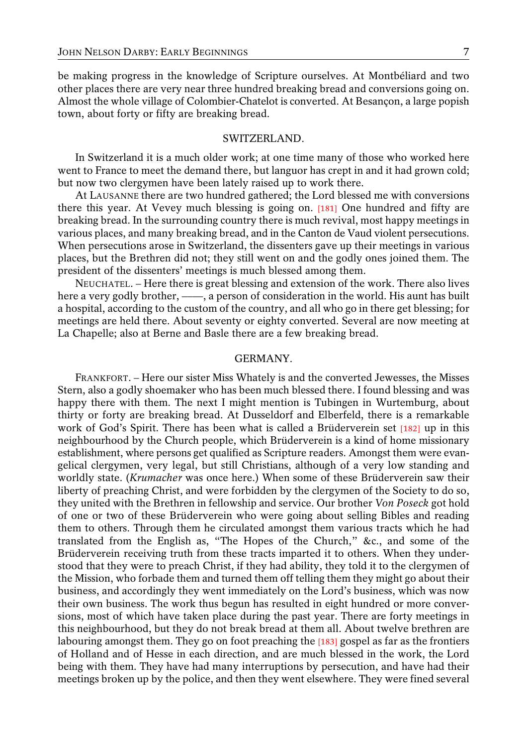be making progress in the knowledge of Scripture ourselves. At Montbéliard and two other places there are very near three hundred breaking bread and conversions going on. Almost the whole village of Colombier-Chatelot is converted. At Besançon, a large popish town, about forty or fifty are breaking bread.

## SWITZERLAND.

In Switzerland it is a much older work; at one time many of those who worked here went to France to meet the demand there, but languor has crept in and it had grown cold; but now two clergymen have been lately raised up to work there.

At Lausanne there are two hundred gathered; the Lord blessed me with conversions there this year. At Vevey much blessing is going on. [181] One hundred and fifty are breaking bread. In the surrounding country there is much revival, most happy meetings in various places, and many breaking bread, and in the Canton de Vaud violent persecutions. When persecutions arose in Switzerland, the dissenters gave up their meetings in various places, but the Brethren did not; they still went on and the godly ones joined them. The president of the dissenters' meetings is much blessed among them.

Neuchatel. – Here there is great blessing and extension of the work. There also lives here a very godly brother, ——, a person of consideration in the world. His aunt has built a hospital, according to the custom of the country, and all who go in there get blessing; for meetings are held there. About seventy or eighty converted. Several are now meeting at La Chapelle; also at Berne and Basle there are a few breaking bread.

## GERMANY.

Frankfort. – Here our sister Miss Whately is and the converted Jewesses, the Misses Stern, also a godly shoemaker who has been much blessed there. I found blessing and was happy there with them. The next I might mention is Tubingen in Wurtemburg, about thirty or forty are breaking bread. At Dusseldorf and Elberfeld, there is a remarkable work of God's Spirit. There has been what is called a Brüderverein set [182] up in this neighbourhood by the Church people, which Brüderverein is a kind of home missionary establishment, where persons get qualified as Scripture readers. Amongst them were evangelical clergymen, very legal, but still Christians, although of a very low standing and worldly state. (*Krumacher* was once here.) When some of these Brüderverein saw their liberty of preaching Christ, and were forbidden by the clergymen of the Society to do so, they united with the Brethren in fellowship and service. Our brother *Von Poseck* got hold of one or two of these Brüderverein who were going about selling Bibles and reading them to others. Through them he circulated amongst them various tracts which he had translated from the English as, "The Hopes of the Church," &c., and some of the Brüderverein receiving truth from these tracts imparted it to others. When they understood that they were to preach Christ, if they had ability, they told it to the clergymen of the Mission, who forbade them and turned them off telling them they might go about their business, and accordingly they went immediately on the Lord's business, which was now their own business. The work thus begun has resulted in eight hundred or more conversions, most of which have taken place during the past year. There are forty meetings in this neighbourhood, but they do not break bread at them all. About twelve brethren are labouring amongst them. They go on foot preaching the [183] gospel as far as the frontiers of Holland and of Hesse in each direction, and are much blessed in the work, the Lord being with them. They have had many interruptions by persecution, and have had their meetings broken up by the police, and then they went elsewhere. They were fined several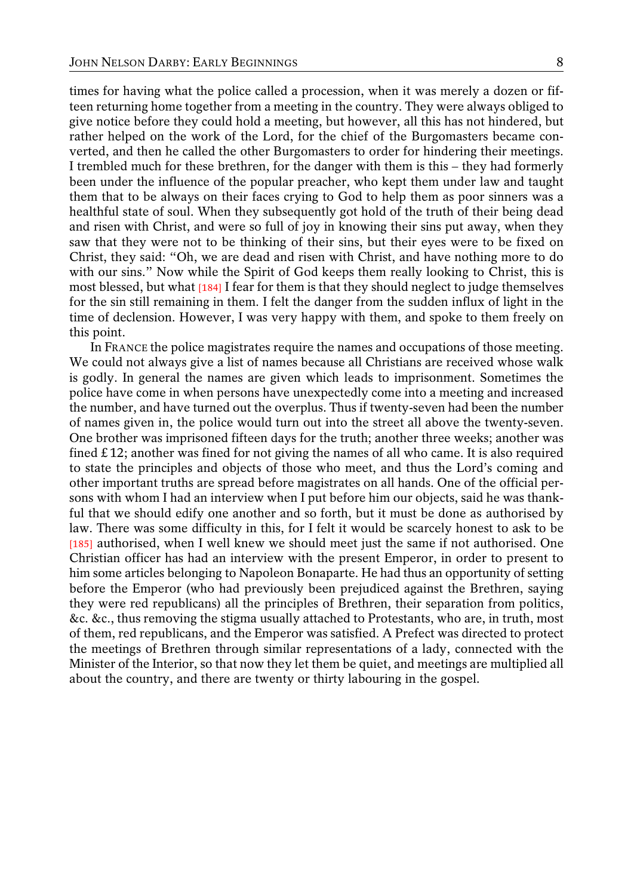times for having what the police called a procession, when it was merely a dozen or fifteen returning home together from a meeting in the country. They were always obliged to give notice before they could hold a meeting, but however, all this has not hindered, but rather helped on the work of the Lord, for the chief of the Burgomasters became converted, and then he called the other Burgomasters to order for hindering their meetings. I trembled much for these brethren, for the danger with them is this – they had formerly been under the influence of the popular preacher, who kept them under law and taught them that to be always on their faces crying to God to help them as poor sinners was a healthful state of soul. When they subsequently got hold of the truth of their being dead and risen with Christ, and were so full of joy in knowing their sins put away, when they saw that they were not to be thinking of their sins, but their eyes were to be fixed on Christ, they said: "Oh, we are dead and risen with Christ, and have nothing more to do with our sins." Now while the Spirit of God keeps them really looking to Christ, this is most blessed, but what [184] I fear for them is that they should neglect to judge themselves for the sin still remaining in them. I felt the danger from the sudden influx of light in the time of declension. However, I was very happy with them, and spoke to them freely on this point.

In FRANCE the police magistrates require the names and occupations of those meeting. We could not always give a list of names because all Christians are received whose walk is godly. In general the names are given which leads to imprisonment. Sometimes the police have come in when persons have unexpectedly come into a meeting and increased the number, and have turned out the overplus. Thus if twenty-seven had been the number of names given in, the police would turn out into the street all above the twenty-seven. One brother was imprisoned fifteen days for the truth; another three weeks; another was fined £12; another was fined for not giving the names of all who came. It is also required to state the principles and objects of those who meet, and thus the Lord's coming and other important truths are spread before magistrates on all hands. One of the official persons with whom I had an interview when I put before him our objects, said he was thankful that we should edify one another and so forth, but it must be done as authorised by law. There was some difficulty in this, for I felt it would be scarcely honest to ask to be [185] authorised, when I well knew we should meet just the same if not authorised. One Christian officer has had an interview with the present Emperor, in order to present to him some articles belonging to Napoleon Bonaparte. He had thus an opportunity of setting before the Emperor (who had previously been prejudiced against the Brethren, saying they were red republicans) all the principles of Brethren, their separation from politics, &c. &c., thus removing the stigma usually attached to Protestants, who are, in truth, most of them, red republicans, and the Emperor was satisfied. A Prefect was directed to protect the meetings of Brethren through similar representations of a lady, connected with the Minister of the Interior, so that now they let them be quiet, and meetings are multiplied all about the country, and there are twenty or thirty labouring in the gospel.